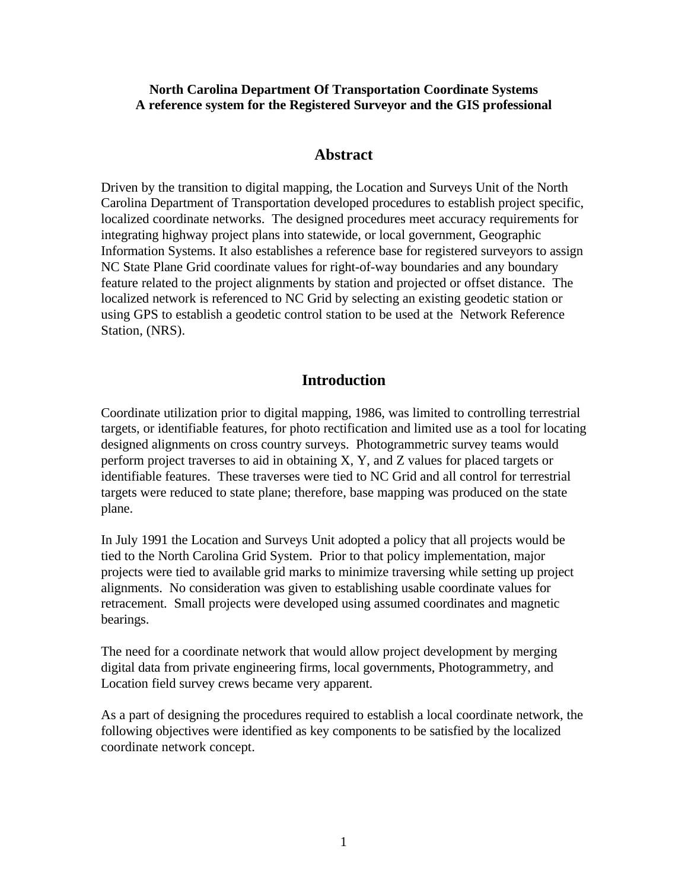**North Carolina Department Of Transportation Coordinate Systems**
**A reference system for the Registered Surveyor and the GIS professional**

## Abstract

Driven by the transition to digital mapping, the Location and Surveys Unit of the North Carolina Department of Transportation developed procedures to establish project specific, localized coordinate networks. The designed procedures meet accuracy requirements for integrating highway project plans into statewide, or local government, Geographic Information Systems. It also establishes a reference base for registered surveyors to assign NC State Plane Grid coordinate values for right-of-way boundaries and any boundary feature related to the project alignments by station and projected or offset distance. The localized network is referenced to NC Grid by selecting an existing geodetic station or using GPS to establish a geodetic control station to be used at the Network Reference Station, (NRS).

## Introduction

Coordinate utilization prior to digital mapping, 1986, was limited to controlling terrestrial targets, or identifiable features, for photo rectification and limited use as a tool for locating designed alignments on cross country surveys. Photogrammetric survey teams would perform project traverses to aid in obtaining X, Y, and Z values for placed targets or identifiable features. These traverses were tied to NC Grid and all control for terrestrial targets were reduced to state plane; therefore, base mapping was produced on the state plane.

In July 1991 the Location and Surveys Unit adopted a policy that all projects would be tied to the North Carolina Grid System. Prior to that policy implementation, major projects were tied to available grid marks to minimize traversing while setting up project alignments. No consideration was given to establishing usable coordinate values for retracement. Small projects were developed using assumed coordinates and magnetic bearings.

The need for a coordinate network that would allow project development by merging digital data from private engineering firms, local governments, Photogrammetry, and Location field survey crews became very apparent.

As a part of designing the procedures required to establish a local coordinate network, the following objectives were identified as key components to be satisfied by the localized coordinate network concept.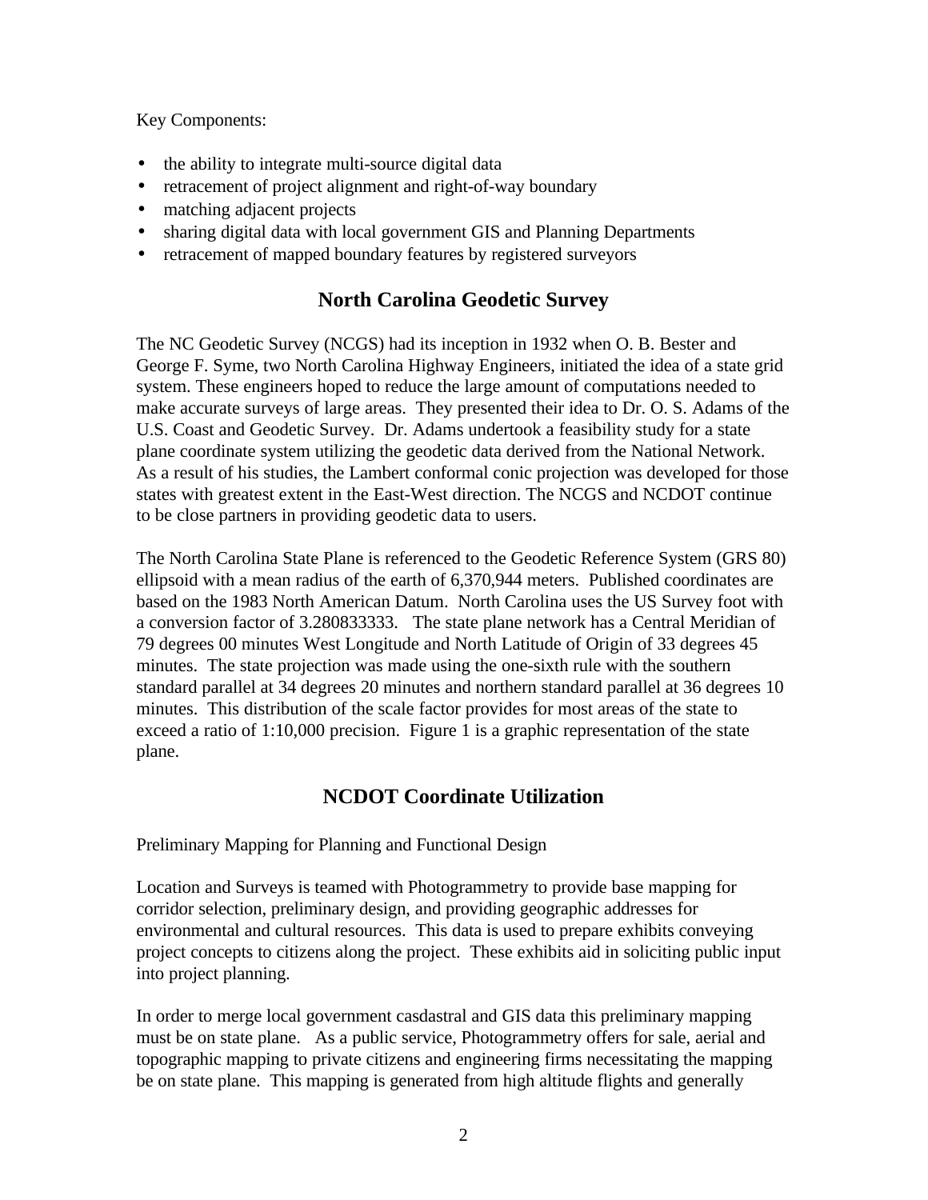Key Components:

- the ability to integrate multi-source digital data
- retracement of project alignment and right-of-way boundary
- matching adjacent projects
- sharing digital data with local government GIS and Planning Departments
- retracement of mapped boundary features by registered surveyors

## North Carolina Geodetic Survey

The NC Geodetic Survey (NCGS) had its inception in 1932 when O. B. Bester and George F. Syme, two North Carolina Highway Engineers, initiated the idea of a state grid system. These engineers hoped to reduce the large amount of computations needed to make accurate surveys of large areas. They presented their idea to Dr. O. S. Adams of the U.S. Coast and Geodetic Survey. Dr. Adams undertook a feasibility study for a state plane coordinate system utilizing the geodetic data derived from the National Network. As a result of his studies, the Lambert conformal conic projection was developed for those states with greatest extent in the East-West direction. The NCGS and NCDOT continue to be close partners in providing geodetic data to users.

The North Carolina State Plane is referenced to the Geodetic Reference System (GRS 80) ellipsoid with a mean radius of the earth of 6,370,944 meters. Published coordinates are based on the 1983 North American Datum. North Carolina uses the US Survey foot with a conversion factor of 3.280833333. The state plane network has a Central Meridian of 79 degrees 00 minutes West Longitude and North Latitude of Origin of 33 degrees 45 minutes. The state projection was made using the one-sixth rule with the southern standard parallel at 34 degrees 20 minutes and northern standard parallel at 36 degrees 10 minutes. This distribution of the scale factor provides for most areas of the state to exceed a ratio of 1:10,000 precision. Figure 1 is a graphic representation of the state plane.

## NCDOT Coordinate Utilization

Preliminary Mapping for Planning and Functional Design

Location and Surveys is teamed with Photogrammetry to provide base mapping for corridor selection, preliminary design, and providing geographic addresses for environmental and cultural resources. This data is used to prepare exhibits conveying project concepts to citizens along the project. These exhibits aid in soliciting public input into project planning.

In order to merge local government casdastral and GIS data this preliminary mapping must be on state plane. As a public service, Photogrammetry offers for sale, aerial and topographic mapping to private citizens and engineering firms necessitating the mapping be on state plane. This mapping is generated from high altitude flights and generally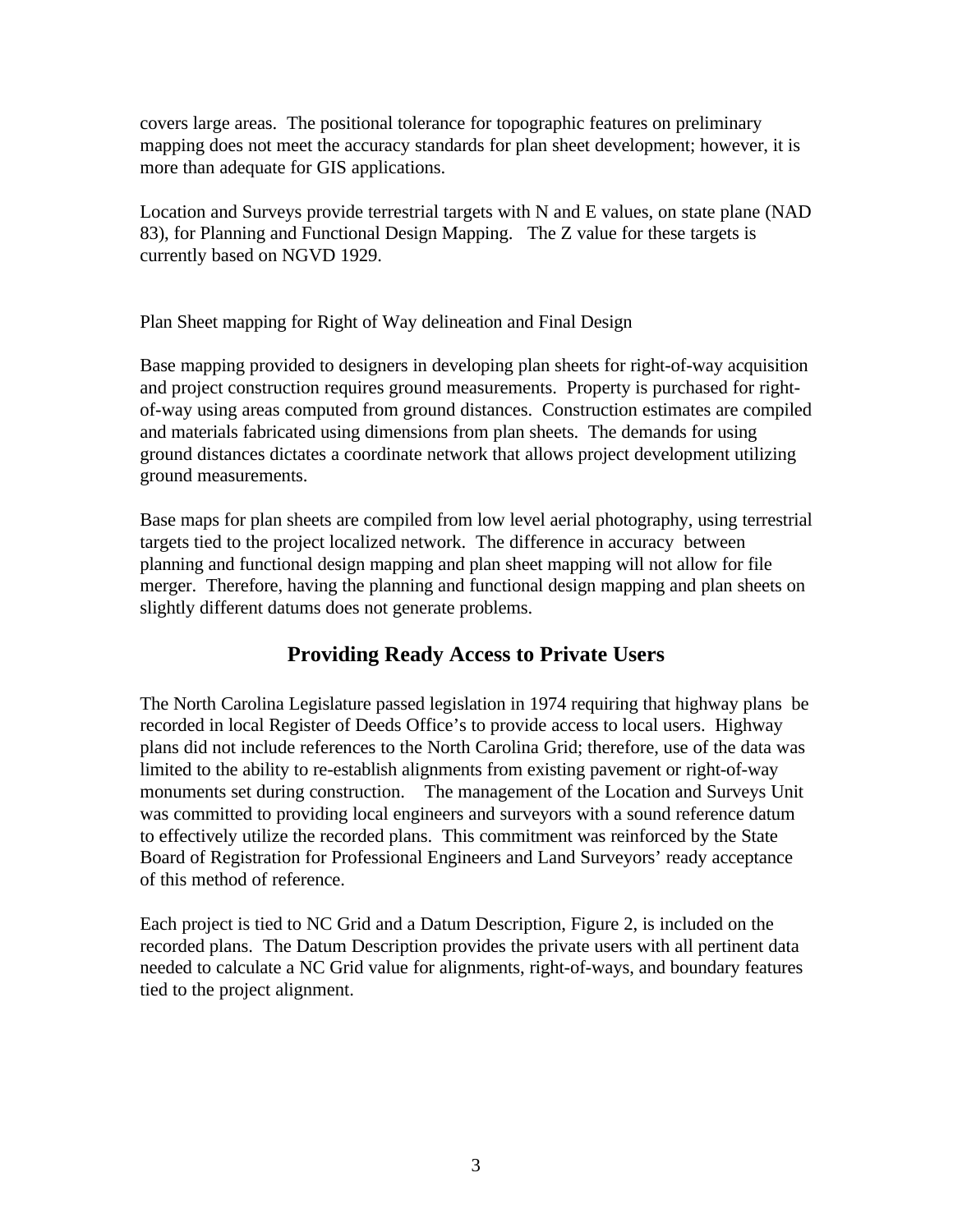covers large areas. The positional tolerance for topographic features on preliminary mapping does not meet the accuracy standards for plan sheet development; however, it is more than adequate for GIS applications.

Location and Surveys provide terrestrial targets with N and E values, on state plane (NAD 83), for Planning and Functional Design Mapping. The Z value for these targets is currently based on NGVD 1929.

Plan Sheet mapping for Right of Way delineation and Final Design

Base mapping provided to designers in developing plan sheets for right-of-way acquisition and project construction requires ground measurements. Property is purchased for right-of-way using areas computed from ground distances. Construction estimates are compiled and materials fabricated using dimensions from plan sheets. The demands for using ground distances dictates a coordinate network that allows project development utilizing ground measurements.

Base maps for plan sheets are compiled from low level aerial photography, using terrestrial targets tied to the project localized network. The difference in accuracy between planning and functional design mapping and plan sheet mapping will not allow for file merger. Therefore, having the planning and functional design mapping and plan sheets on slightly different datums does not generate problems.

## Providing Ready Access to Private Users

The North Carolina Legislature passed legislation in 1974 requiring that highway plans be recorded in local Register of Deeds Office's to provide access to local users. Highway plans did not include references to the North Carolina Grid; therefore, use of the data was limited to the ability to re-establish alignments from existing pavement or right-of-way monuments set during construction. The management of the Location and Surveys Unit was committed to providing local engineers and surveyors with a sound reference datum to effectively utilize the recorded plans. This commitment was reinforced by the State Board of Registration for Professional Engineers and Land Surveyors' ready acceptance of this method of reference.

Each project is tied to NC Grid and a Datum Description, Figure 2, is included on the recorded plans. The Datum Description provides the private users with all pertinent data needed to calculate a NC Grid value for alignments, right-of-ways, and boundary features tied to the project alignment.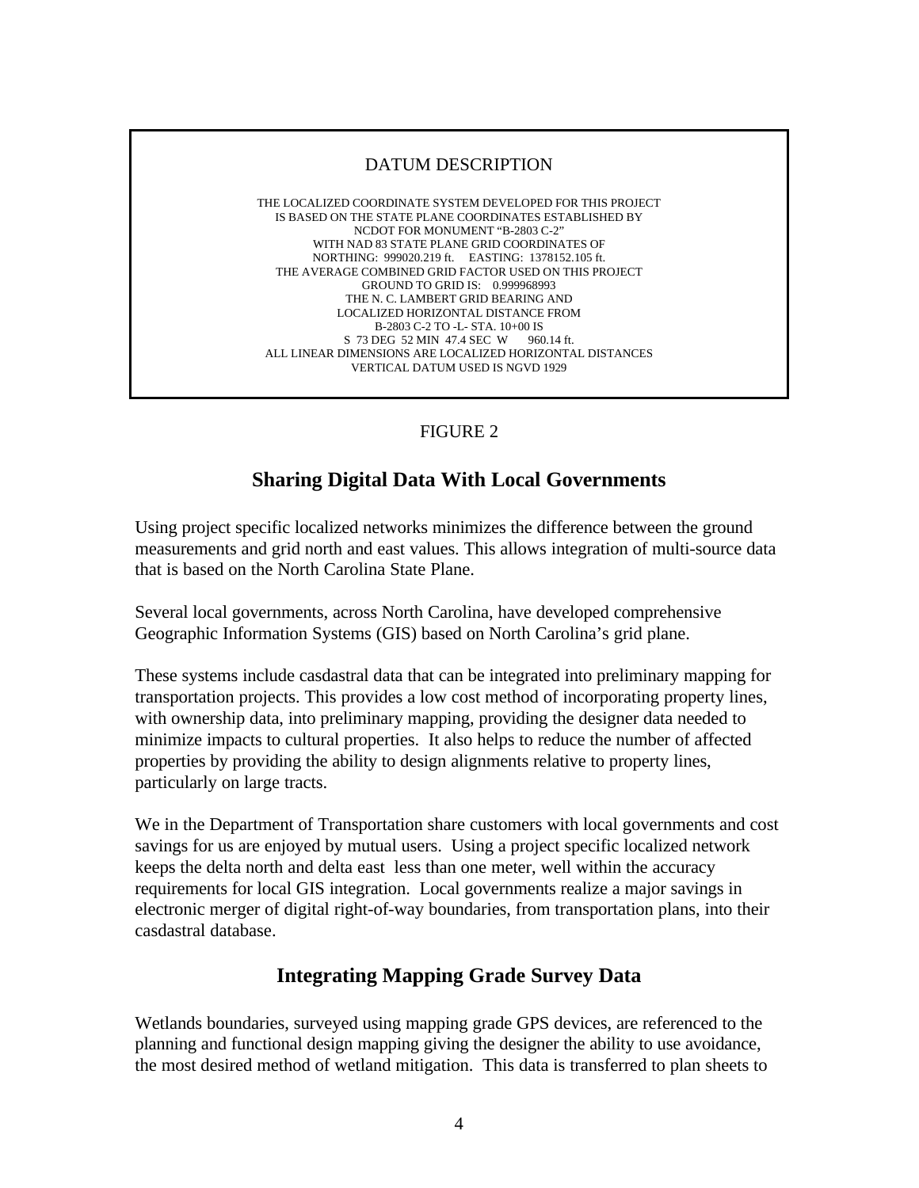DATUM DESCRIPTION

THE LOCALIZED COORDINATE SYSTEM DEVELOPED FOR THIS PROJECT
IS BASED ON THE STATE PLANE COORDINATES ESTABLISHED BY
NCDOT FOR MONUMENT "B-2803 C-2"
WITH NAD 83 STATE PLANE GRID COORDINATES OF
NORTHING: 999020.219 ft. EASTING: 1378152.105 ft.
THE AVERAGE COMBINED GRID FACTOR USED ON THIS PROJECT
GROUND TO GRID IS: 0.999968993
THE N. C. LAMBERT GRID BEARING AND
LOCALIZED HORIZONTAL DISTANCE FROM
B-2803 C-2 TO -L- STA. 10+00 IS
S 73 DEG 52 MIN 47.4 SEC W 960.14 ft.
ALL LINEAR DIMENSIONS ARE LOCALIZED HORIZONTAL DISTANCES
VERTICAL DATUM USED IS NGVD 1929

FIGURE 2

## Sharing Digital Data With Local Governments

Using project specific localized networks minimizes the difference between the ground measurements and grid north and east values. This allows integration of multi-source data that is based on the North Carolina State Plane.

Several local governments, across North Carolina, have developed comprehensive Geographic Information Systems (GIS) based on North Carolina's grid plane.

These systems include casdastral data that can be integrated into preliminary mapping for transportation projects. This provides a low cost method of incorporating property lines, with ownership data, into preliminary mapping, providing the designer data needed to minimize impacts to cultural properties. It also helps to reduce the number of affected properties by providing the ability to design alignments relative to property lines, particularly on large tracts.

We in the Department of Transportation share customers with local governments and cost savings for us are enjoyed by mutual users. Using a project specific localized network keeps the delta north and delta east less than one meter, well within the accuracy requirements for local GIS integration. Local governments realize a major savings in electronic merger of digital right-of-way boundaries, from transportation plans, into their casdastral database.

## Integrating Mapping Grade Survey Data

Wetlands boundaries, surveyed using mapping grade GPS devices, are referenced to the planning and functional design mapping giving the designer the ability to use avoidance, the most desired method of wetland mitigation. This data is transferred to plan sheets to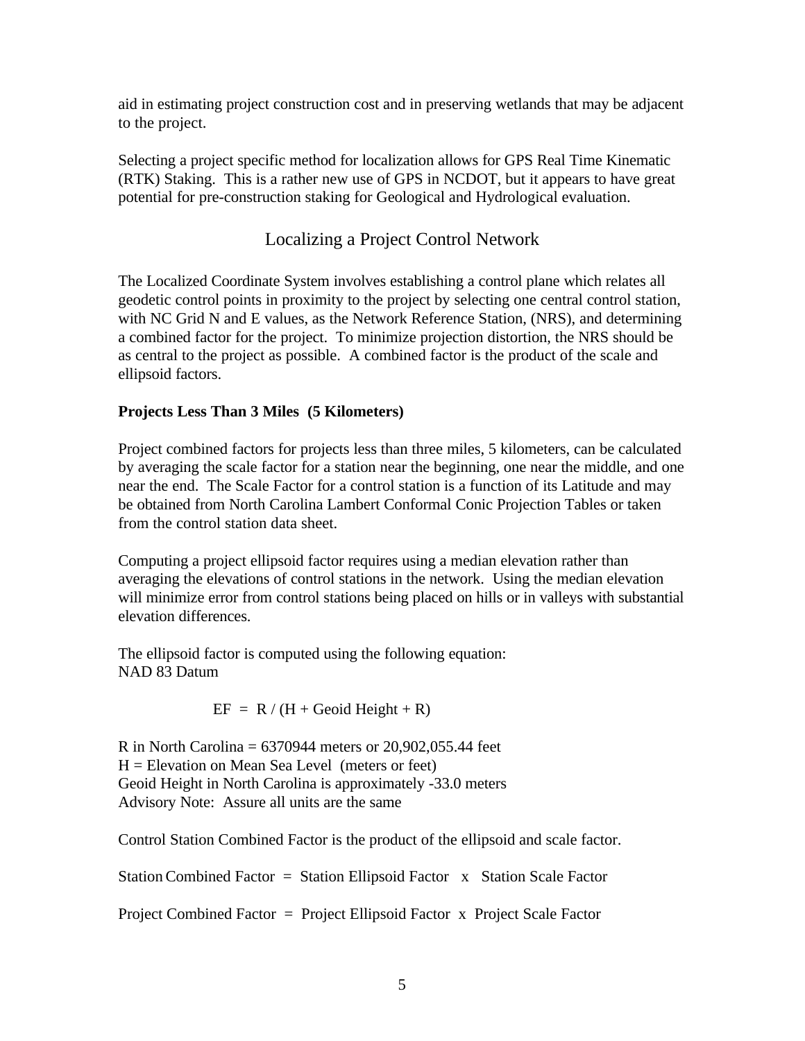aid in estimating project construction cost and in preserving wetlands that may be adjacent to the project.

Selecting a project specific method for localization allows for GPS Real Time Kinematic (RTK) Staking. This is a rather new use of GPS in NCDOT, but it appears to have great potential for pre-construction staking for Geological and Hydrological evaluation.

## Localizing a Project Control Network

The Localized Coordinate System involves establishing a control plane which relates all geodetic control points in proximity to the project by selecting one central control station, with NC Grid N and E values, as the Network Reference Station, (NRS), and determining a combined factor for the project. To minimize projection distortion, the NRS should be as central to the project as possible. A combined factor is the product of the scale and ellipsoid factors.

**Projects Less Than 3 Miles (5 Kilometers)**

Project combined factors for projects less than three miles, 5 kilometers, can be calculated by averaging the scale factor for a station near the beginning, one near the middle, and one near the end. The Scale Factor for a control station is a function of its Latitude and may be obtained from North Carolina Lambert Conformal Conic Projection Tables or taken from the control station data sheet.

Computing a project ellipsoid factor requires using a median elevation rather than averaging the elevations of control stations in the network. Using the median elevation will minimize error from control stations being placed on hills or in valleys with substantial elevation differences.

The ellipsoid factor is computed using the following equation:
NAD 83 Datum

$$EF = R / (H + \text{Geoid Height} + R)$$

R in North Carolina = 6370944 meters or 20,902,055.44 feet
H = Elevation on Mean Sea Level (meters or feet)
Geoid Height in North Carolina is approximately -33.0 meters
Advisory Note: Assure all units are the same

Control Station Combined Factor is the product of the ellipsoid and scale factor.

Station Combined Factor = Station Ellipsoid Factor x Station Scale Factor

Project Combined Factor = Project Ellipsoid Factor x Project Scale Factor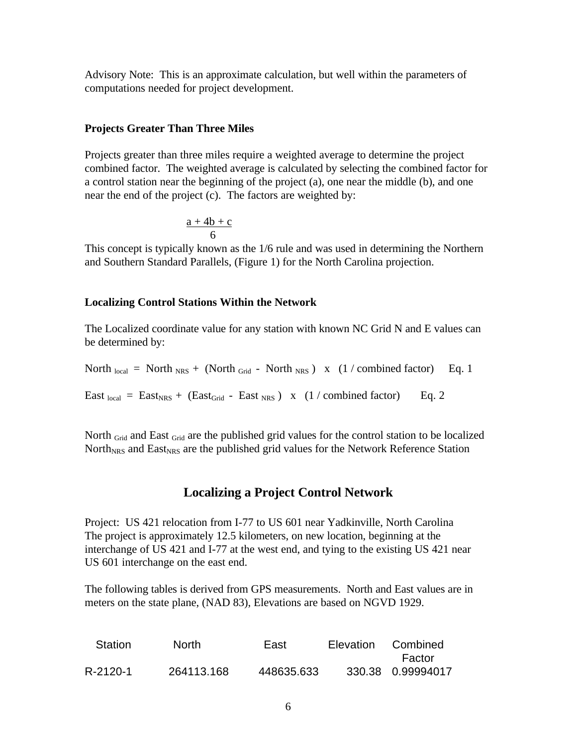Advisory Note: This is an approximate calculation, but well within the parameters of computations needed for project development.

### Projects Greater Than Three Miles

Projects greater than three miles require a weighted average to determine the project combined factor. The weighted average is calculated by selecting the combined factor for a control station near the beginning of the project (a), one near the middle (b), and one near the end of the project (c). The factors are weighted by:

$$\frac{a + 4b + c}{6}$$

This concept is typically known as the 1/6 rule and was used in determining the Northern and Southern Standard Parallels, (Figure 1) for the North Carolina projection.

### Localizing Control Stations Within the Network

The Localized coordinate value for any station with known NC Grid N and E values can be determined by:

$$\text{North}_{\text{local}} = \text{North}_{\text{NRS}} + (\text{North}_{\text{Grid}} - \text{North}_{\text{NRS}}) \times (1 / \text{combined factor}) \qquad \text{Eq. 1}$$

$$\text{East}_{\text{local}} = \text{East}_{\text{NRS}} + (\text{East}_{\text{Grid}} - \text{East}_{\text{NRS}}) \times (1 / \text{combined factor}) \qquad \text{Eq. 2}$$

North $_{\text{Grid}}$ and East $_{\text{Grid}}$ are the published grid values for the control station to be localized North$_{\text{NRS}}$ and East$_{\text{NRS}}$ are the published grid values for the Network Reference Station

## Localizing a Project Control Network

Project: US 421 relocation from I-77 to US 601 near Yadkinville, North Carolina
The project is approximately 12.5 kilometers, on new location, beginning at the interchange of US 421 and I-77 at the west end, and tying to the existing US 421 near US 601 interchange on the east end.

The following tables is derived from GPS measurements. North and East values are in meters on the state plane, (NAD 83), Elevations are based on NGVD 1929.

| Station | North | East | Elevation | Combined Factor |
|---|---|---|---|---|
| R-2120-1 | 264113.168 | 448635.633 | 330.38 | 0.99994017 |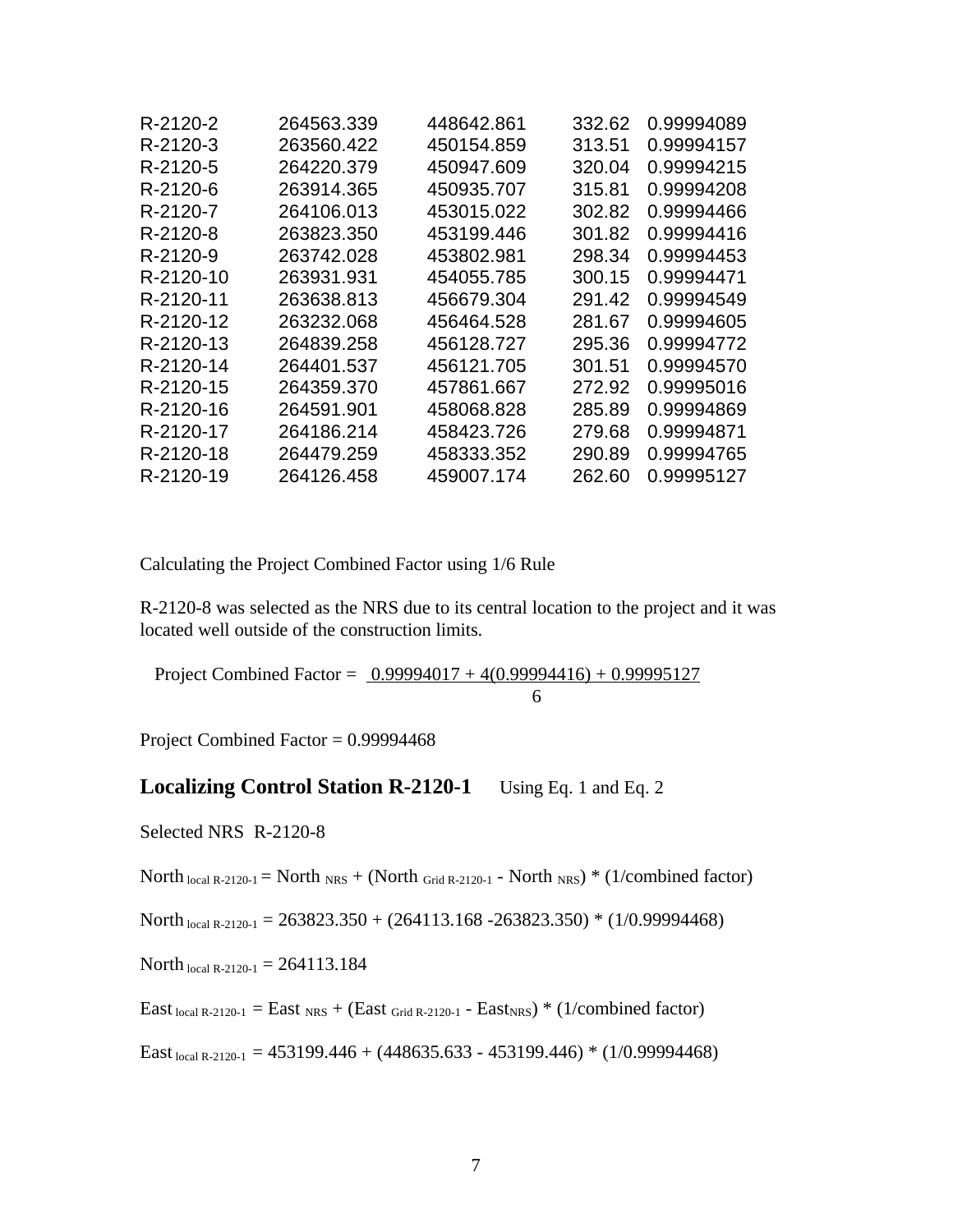| | | | | |
|---|---|---|---|---|
| R-2120-2 | 264563.339 | 448642.861 | 332.62 | 0.99994089 |
| R-2120-3 | 263560.422 | 450154.859 | 313.51 | 0.99994157 |
| R-2120-5 | 264220.379 | 450947.609 | 320.04 | 0.99994215 |
| R-2120-6 | 263914.365 | 450935.707 | 315.81 | 0.99994208 |
| R-2120-7 | 264106.013 | 453015.022 | 302.82 | 0.99994466 |
| R-2120-8 | 263823.350 | 453199.446 | 301.82 | 0.99994416 |
| R-2120-9 | 263742.028 | 453802.981 | 298.34 | 0.99994453 |
| R-2120-10 | 263931.931 | 454055.785 | 300.15 | 0.99994471 |
| R-2120-11 | 263638.813 | 456679.304 | 291.42 | 0.99994549 |
| R-2120-12 | 263232.068 | 456464.528 | 281.67 | 0.99994605 |
| R-2120-13 | 264839.258 | 456128.727 | 295.36 | 0.99994772 |
| R-2120-14 | 264401.537 | 456121.705 | 301.51 | 0.99994570 |
| R-2120-15 | 264359.370 | 457861.667 | 272.92 | 0.99995016 |
| R-2120-16 | 264591.901 | 458068.828 | 285.89 | 0.99994869 |
| R-2120-17 | 264186.214 | 458423.726 | 279.68 | 0.99994871 |
| R-2120-18 | 264479.259 | 458333.352 | 290.89 | 0.99994765 |
| R-2120-19 | 264126.458 | 459007.174 | 262.60 | 0.99995127 |

Calculating the Project Combined Factor using 1/6 Rule

R-2120-8 was selected as the NRS due to its central location to the project and it was located well outside of the construction limits.

$$\text{Project Combined Factor} = \frac{0.99994017 + 4(0.99994416) + 0.99995127}{6}$$

Project Combined Factor = 0.99994468

## Localizing Control Station R-2120-1 Using Eq. 1 and Eq. 2

Selected NRS R-2120-8

$North_{local\ R\text{-}2120\text{-}1} = North_{NRS} + (North_{Grid\ R\text{-}2120\text{-}1} - North_{NRS}) * (1/\text{combined factor})$

$North_{local\ R\text{-}2120\text{-}1} = 263823.350 + (264113.168 - 263823.350) * (1/0.99994468)$

$North_{local\ R\text{-}2120\text{-}1} = 264113.184$

$East_{local\ R\text{-}2120\text{-}1} = East_{NRS} + (East_{Grid\ R\text{-}2120\text{-}1} - East_{NRS}) * (1/\text{combined factor})$

$East_{local\ R\text{-}2120\text{-}1} = 453199.446 + (448635.633 - 453199.446) * (1/0.99994468)$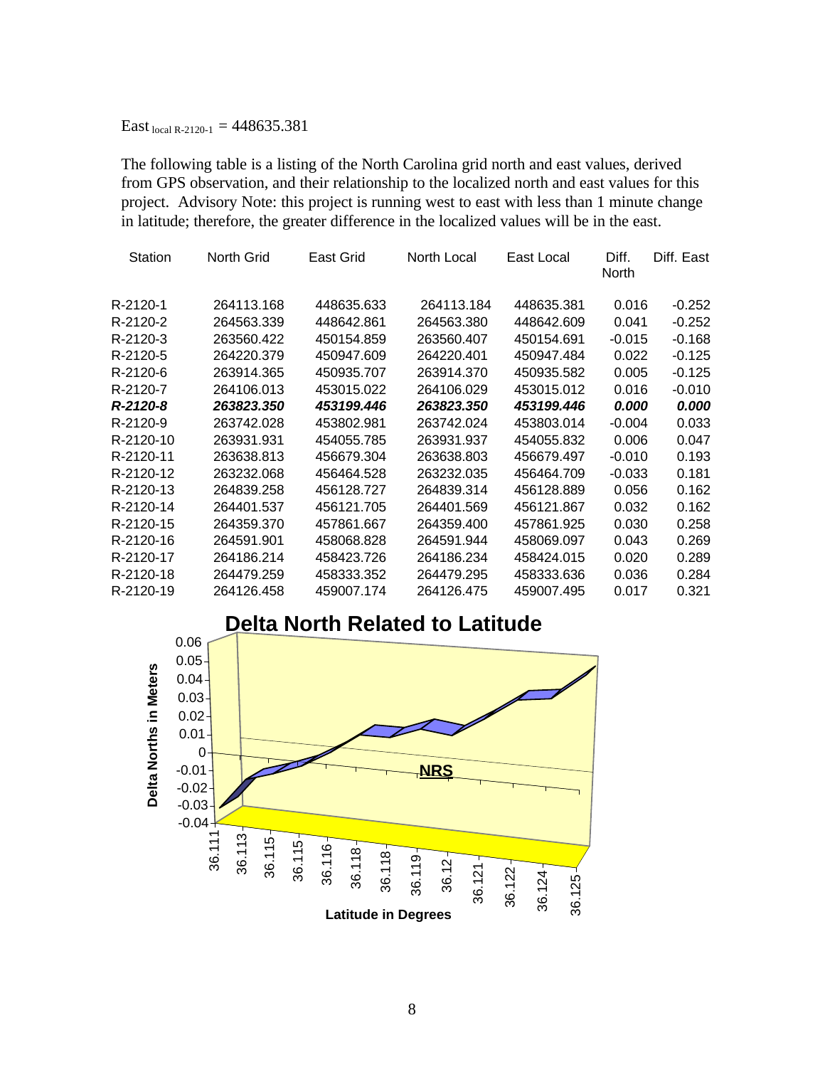East $_{local\ R\text{-}2120\text{-}1}$ = 448635.381

The following table is a listing of the North Carolina grid north and east values, derived from GPS observation, and their relationship to the localized north and east values for this project. Advisory Note: this project is running west to east with less than 1 minute change in latitude; therefore, the greater difference in the localized values will be in the east.

| Station | North Grid | East Grid | North Local | East Local | Diff. North | Diff. East |
|---|---|---|---|---|---|---|
| R-2120-1 | 264113.168 | 448635.633 | 264113.184 | 448635.381 | 0.016 | -0.252 |
| R-2120-2 | 264563.339 | 448642.861 | 264563.380 | 448642.609 | 0.041 | -0.252 |
| R-2120-3 | 263560.422 | 450154.859 | 263560.407 | 450154.691 | -0.015 | -0.168 |
| R-2120-5 | 264220.379 | 450947.609 | 264220.401 | 450947.484 | 0.022 | -0.125 |
| R-2120-6 | 263914.365 | 450935.707 | 263914.370 | 450935.582 | 0.005 | -0.125 |
| R-2120-7 | 264106.013 | 453015.022 | 264106.029 | 453015.012 | 0.016 | -0.010 |
| ***R-2120-8*** | ***263823.350*** | ***453199.446*** | ***263823.350*** | ***453199.446*** | ***0.000*** | ***0.000*** |
| R-2120-9 | 263742.028 | 453802.981 | 263742.024 | 453803.014 | -0.004 | 0.033 |
| R-2120-10 | 263931.931 | 454055.785 | 263931.937 | 454055.832 | 0.006 | 0.047 |
| R-2120-11 | 263638.813 | 456679.304 | 263638.803 | 456679.497 | -0.010 | 0.193 |
| R-2120-12 | 263232.068 | 456464.528 | 263232.035 | 456464.709 | -0.033 | 0.181 |
| R-2120-13 | 264839.258 | 456128.727 | 264839.314 | 456128.889 | 0.056 | 0.162 |
| R-2120-14 | 264401.537 | 456121.705 | 264401.569 | 456121.867 | 0.032 | 0.162 |
| R-2120-15 | 264359.370 | 457861.667 | 264359.400 | 457861.925 | 0.030 | 0.258 |
| R-2120-16 | 264591.901 | 458068.828 | 264591.944 | 458069.097 | 0.043 | 0.269 |
| R-2120-17 | 264186.214 | 458423.726 | 264186.234 | 458424.015 | 0.020 | 0.289 |
| R-2120-18 | 264479.259 | 458333.352 | 264479.295 | 458333.636 | 0.036 | 0.284 |
| R-2120-19 | 264126.458 | 459007.174 | 264126.475 | 459007.495 | 0.017 | 0.321 |

**Delta North Related to Latitude**

Delta Norths in Meters

0.06
0.05
0.04
0.03
0.02
0.01
0
-0.01
-0.02
-0.03
-0.04

NRS

36.111
36.113
36.115
36.115
36.116
36.118
36.118
36.119
36.12
36.121
36.122
36.124
36.125

Latitude in Degrees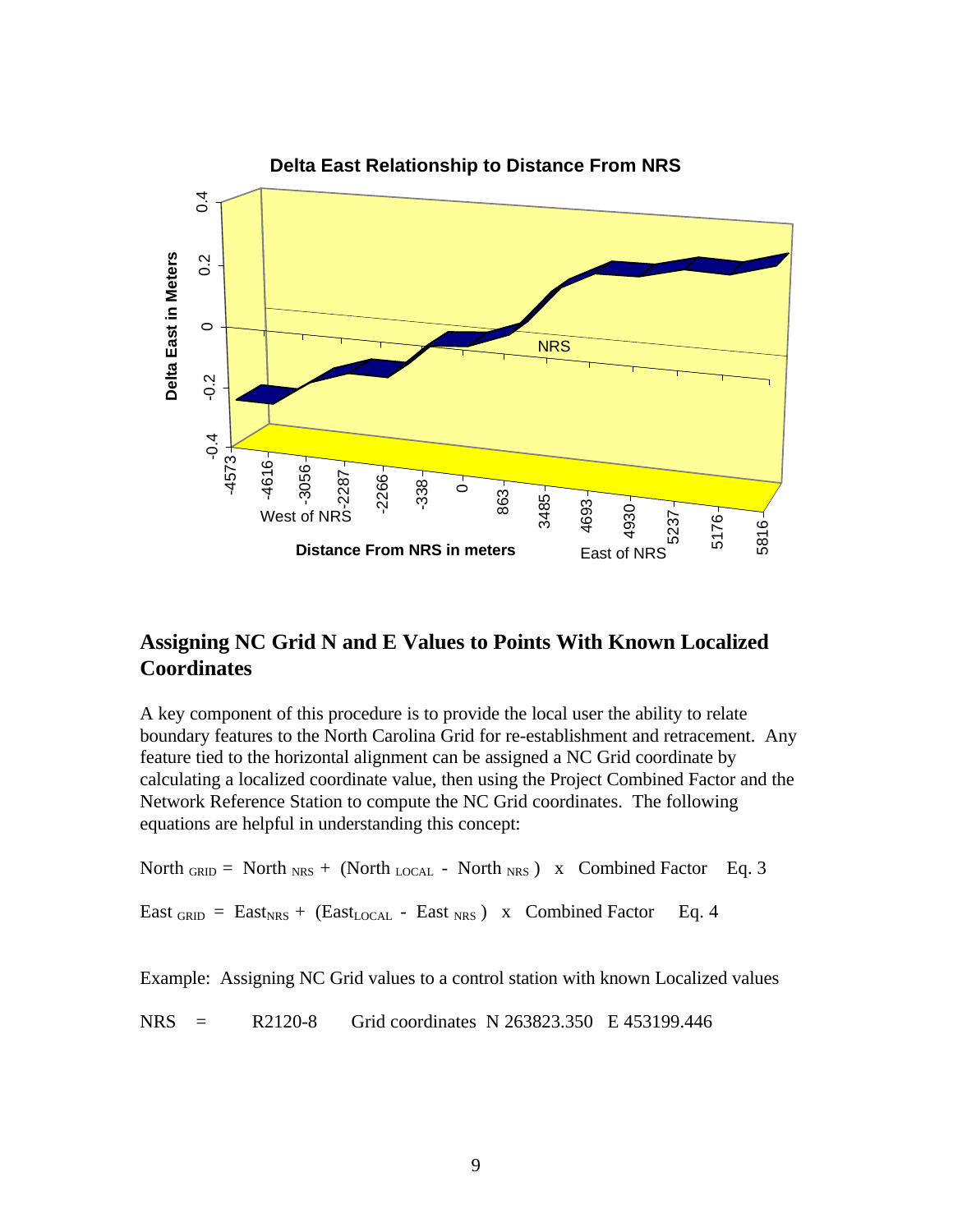Delta East Relationship to Distance From NRS

Delta East in Meters

0.4
0.2
0
-0.2
-0.4

NRS

-4573
-4616
-3056
-2287
-2266
-338
0
863
3485
4693
4930
5237
5176
5816

West of NRS

Distance From NRS in meters

East of NRS

## Assigning NC Grid N and E Values to Points With Known Localized Coordinates

A key component of this procedure is to provide the local user the ability to relate boundary features to the North Carolina Grid for re-establishment and retracement. Any feature tied to the horizontal alignment can be assigned a NC Grid coordinate by calculating a localized coordinate value, then using the Project Combined Factor and the Network Reference Station to compute the NC Grid coordinates. The following equations are helpful in understanding this concept:

$$\text{North}_{\text{GRID}} = \text{North}_{\text{NRS}} + (\text{North}_{\text{LOCAL}} - \text{North}_{\text{NRS}}) \times \text{Combined Factor} \quad \text{Eq. 3}$$

$$\text{East}_{\text{GRID}} = \text{East}_{\text{NRS}} + (\text{East}_{\text{LOCAL}} - \text{East}_{\text{NRS}}) \times \text{Combined Factor} \quad \text{Eq. 4}$$

Example: Assigning NC Grid values to a control station with known Localized values

NRS = R2120-8 Grid coordinates N 263823.350 E 453199.446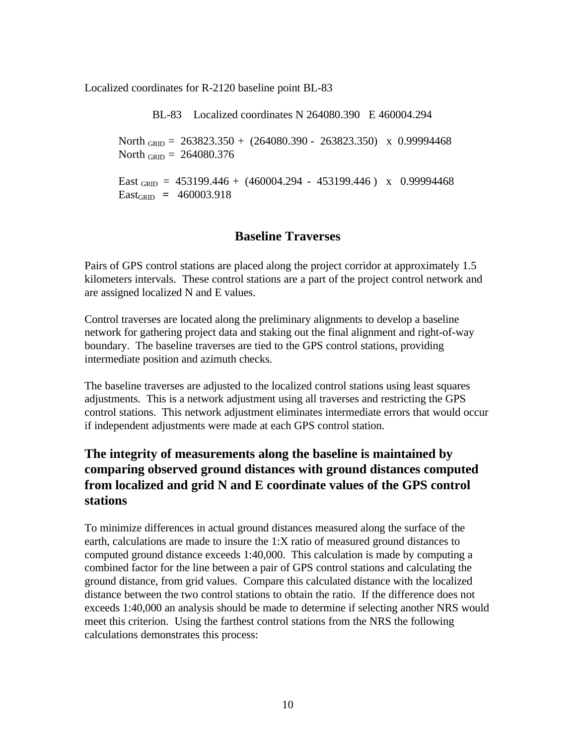Localized coordinates for R-2120 baseline point BL-83

BL-83 Localized coordinates N 264080.390 E 460004.294

$$\text{North}_{GRID} = 263823.350 + (264080.390 - 263823.350) \times 0.99994468$$
$$\text{North}_{GRID} = 264080.376$$

$$\text{East}_{GRID} = 453199.446 + (460004.294 - 453199.446) \times 0.99994468$$
$$\text{East}_{GRID} = 460003.918$$

## Baseline Traverses

Pairs of GPS control stations are placed along the project corridor at approximately 1.5 kilometers intervals. These control stations are a part of the project control network and are assigned localized N and E values.

Control traverses are located along the preliminary alignments to develop a baseline network for gathering project data and staking out the final alignment and right-of-way boundary. The baseline traverses are tied to the GPS control stations, providing intermediate position and azimuth checks.

The baseline traverses are adjusted to the localized control stations using least squares adjustments. This is a network adjustment using all traverses and restricting the GPS control stations. This network adjustment eliminates intermediate errors that would occur if independent adjustments were made at each GPS control station.

### The integrity of measurements along the baseline is maintained by comparing observed ground distances with ground distances computed from localized and grid N and E coordinate values of the GPS control stations

To minimize differences in actual ground distances measured along the surface of the earth, calculations are made to insure the 1:X ratio of measured ground distances to computed ground distance exceeds 1:40,000. This calculation is made by computing a combined factor for the line between a pair of GPS control stations and calculating the ground distance, from grid values. Compare this calculated distance with the localized distance between the two control stations to obtain the ratio. If the difference does not exceeds 1:40,000 an analysis should be made to determine if selecting another NRS would meet this criterion. Using the farthest control stations from the NRS the following calculations demonstrates this process: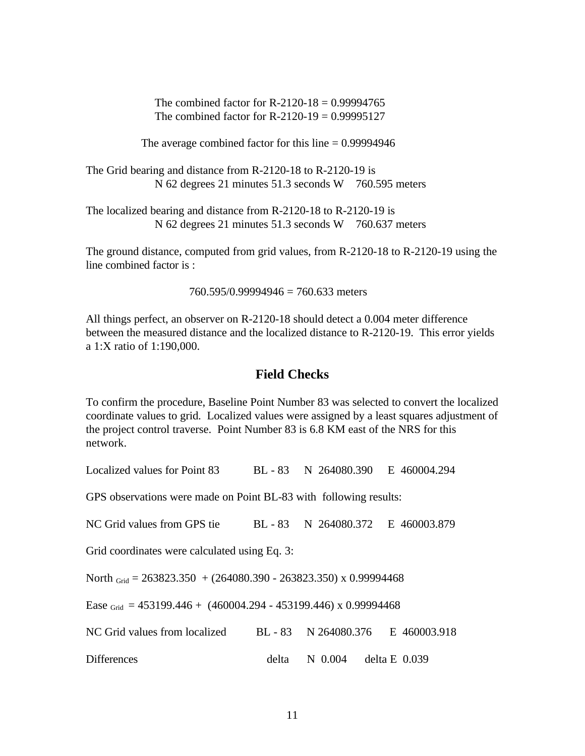The combined factor for R-2120-18 = 0.99994765
The combined factor for R-2120-19 = 0.99995127

The average combined factor for this line = 0.99994946

The Grid bearing and distance from R-2120-18 to R-2120-19 is
N 62 degrees 21 minutes 51.3 seconds W    760.595 meters

The localized bearing and distance from R-2120-18 to R-2120-19 is
N 62 degrees 21 minutes 51.3 seconds W    760.637 meters

The ground distance, computed from grid values, from R-2120-18 to R-2120-19 using the line combined factor is :

760.595/0.99994946 = 760.633 meters

All things perfect, an observer on R-2120-18 should detect a 0.004 meter difference between the measured distance and the localized distance to R-2120-19. This error yields a 1:X ratio of 1:190,000.

## Field Checks

To confirm the procedure, Baseline Point Number 83 was selected to convert the localized coordinate values to grid. Localized values were assigned by a least squares adjustment of the project control traverse. Point Number 83 is 6.8 KM east of the NRS for this network.

Localized values for Point 83    BL - 83    N 264080.390    E 460004.294

GPS observations were made on Point BL-83 with following results:

NC Grid values from GPS tie    BL - 83    N 264080.372    E 460003.879

Grid coordinates were calculated using Eq. 3:

North $_{Grid}$ = 263823.350 + (264080.390 - 263823.350) x 0.99994468

Ease $_{Grid}$ = 453199.446 + (460004.294 - 453199.446) x 0.99994468

NC Grid values from localized    BL - 83    N 264080.376    E 460003.918

Differences    delta N 0.004    delta E 0.039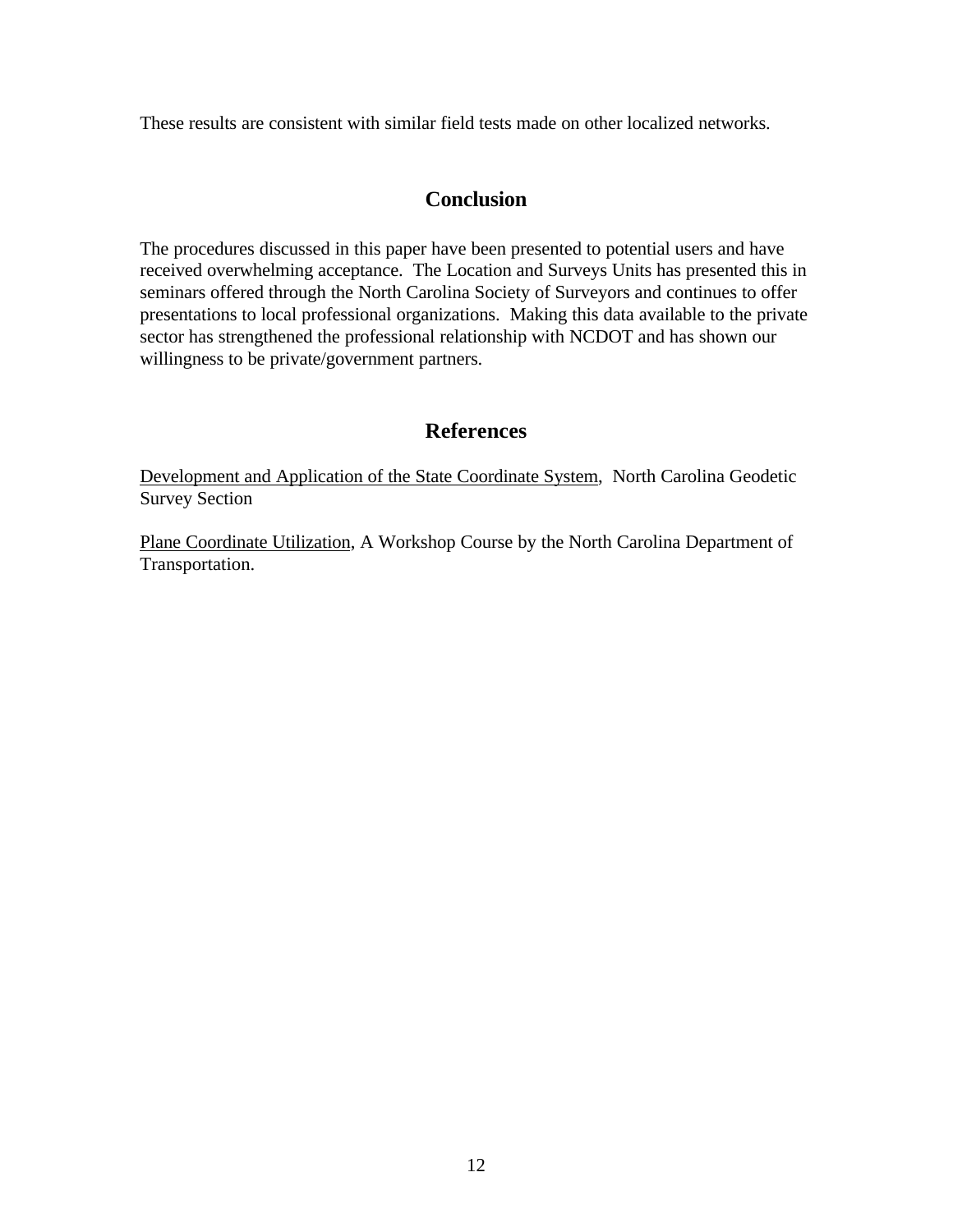These results are consistent with similar field tests made on other localized networks.

## Conclusion

The procedures discussed in this paper have been presented to potential users and have received overwhelming acceptance. The Location and Surveys Units has presented this in seminars offered through the North Carolina Society of Surveyors and continues to offer presentations to local professional organizations. Making this data available to the private sector has strengthened the professional relationship with NCDOT and has shown our willingness to be private/government partners.

## References

Development and Application of the State Coordinate System, North Carolina Geodetic Survey Section

Plane Coordinate Utilization, A Workshop Course by the North Carolina Department of Transportation.